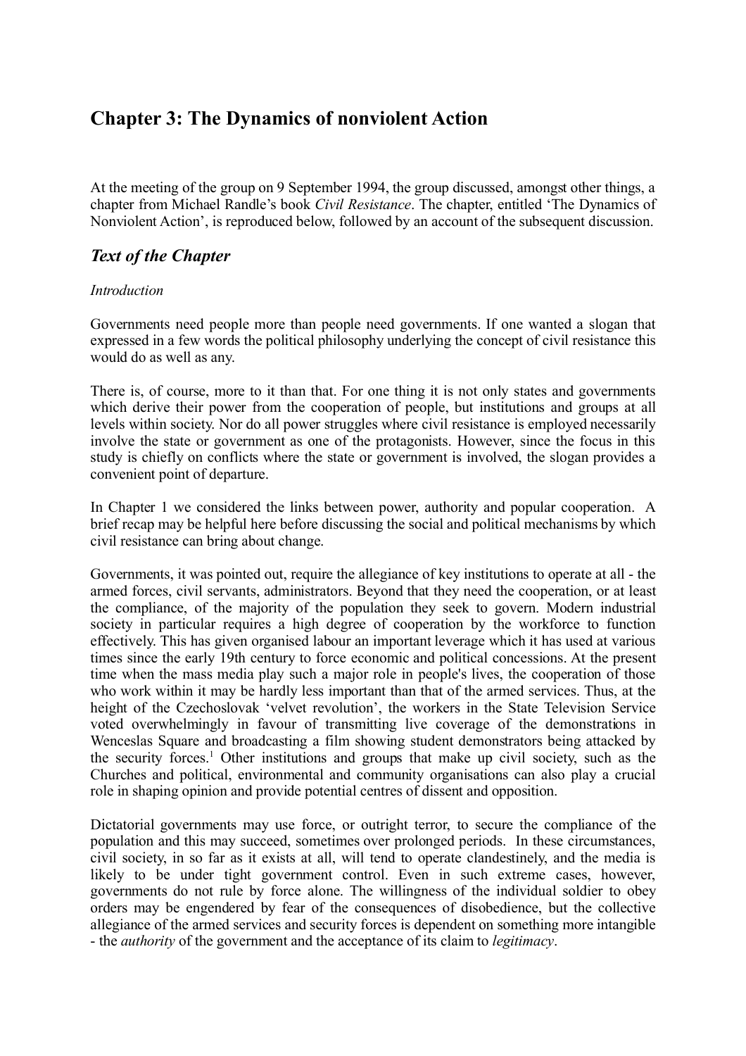# Chapter 3: The Dynamics of nonviolent Action

At the meeting of the group on 9 September 1994, the group discussed, amongst other things, a chapter from Michael Randle's book *Civil Resistance*. The chapter, entitled 'The Dynamics of Nonviolent Action', is reproduced below, followed by an account of the subsequent discussion.

## *Text of the Chapter*

*Introduction*

Governments need people more than people need governments. If one wanted a slogan that expressed in a few words the political philosophy underlying the concept of civil resistance this would do as well as any.

There is, of course, more to it than that. For one thing it is not only states and governments which derive their power from the cooperation of people, but institutions and groups at all levels within society. Nor do all power struggles where civil resistance is employed necessarily involve the state or government as one of the protagonists. However, since the focus in this study is chiefly on conflicts where the state or government is involved, the slogan provides a convenient point of departure.

In Chapter 1 we considered the links between power, authority and popular cooperation. A brief recap may be helpful here before discussing the social and political mechanisms by which civil resistance can bring about change.

Governments, it was pointed out, require the allegiance of key institutions to operate at all - the armed forces, civil servants, administrators. Beyond that they need the cooperation, or at least the compliance, of the majority of the population they seek to govern. Modern industrial society in particular requires a high degree of cooperation by the workforce to function effectively. This has given organised labour an important leverage which it has used at various times since the early 19th century to force economic and political concessions. At the present time when the mass media play such a major role in people's lives, the cooperation of those who work within it may be hardly less important than that of the armed services. Thus, at the height of the Czechoslovak 'velvet revolution', the workers in the State Television Service voted overwhelmingly in favour of transmitting live coverage of the demonstrations in Wenceslas Square and broadcasting a film showing student demonstrators being attacked by the security forces.[1] Other institutions and groups that make up civil society, such as the Churches and political, environmental and community organisations can also play a crucial role in shaping opinion and provide potential centres of dissent and opposition.

Dictatorial governments may use force, or outright terror, to secure the compliance of the population and this may succeed, sometimes over prolonged periods. In these circumstances, civil society, in so far as it exists at all, will tend to operate clandestinely, and the media is likely to be under tight government control. Even in such extreme cases, however, governments do not rule by force alone. The willingness of the individual soldier to obey orders may be engendered by fear of the consequences of disobedience, but the collective allegiance of the armed services and security forces is dependent on something more intangible - the *authority* of the government and the acceptance of its claim to *legitimacy*.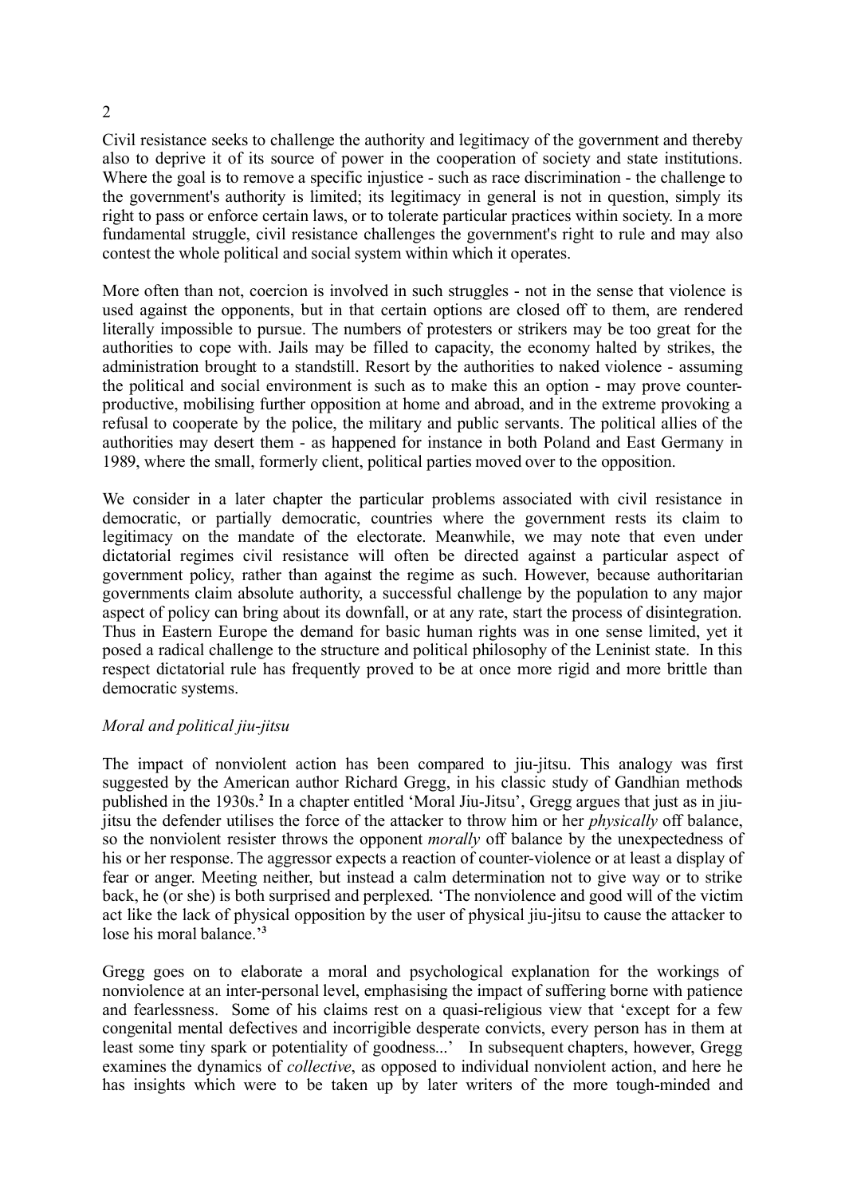Civil resistance seeks to challenge the authority and legitimacy of the government and thereby also to deprive it of its source of power in the cooperation of society and state institutions. Where the goal is to remove a specific injustice - such as race discrimination - the challenge to the government's authority is limited; its legitimacy in general is not in question, simply its right to pass or enforce certain laws, or to tolerate particular practices within society. In a more fundamental struggle, civil resistance challenges the government's right to rule and may also contest the whole political and social system within which it operates.

More often than not, coercion is involved in such struggles - not in the sense that violence is used against the opponents, but in that certain options are closed off to them, are rendered literally impossible to pursue. The numbers of protesters or strikers may be too great for the authorities to cope with. Jails may be filled to capacity, the economy halted by strikes, the administration brought to a standstill. Resort by the authorities to naked violence - assuming the political and social environment is such as to make this an option - may prove counter-productive, mobilising further opposition at home and abroad, and in the extreme provoking a refusal to cooperate by the police, the military and public servants. The political allies of the authorities may desert them - as happened for instance in both Poland and East Germany in 1989, where the small, formerly client, political parties moved over to the opposition.

We consider in a later chapter the particular problems associated with civil resistance in democratic, or partially democratic, countries where the government rests its claim to legitimacy on the mandate of the electorate. Meanwhile, we may note that even under dictatorial regimes civil resistance will often be directed against a particular aspect of government policy, rather than against the regime as such. However, because authoritarian governments claim absolute authority, a successful challenge by the population to any major aspect of policy can bring about its downfall, or at any rate, start the process of disintegration. Thus in Eastern Europe the demand for basic human rights was in one sense limited, yet it posed a radical challenge to the structure and political philosophy of the Leninist state. In this respect dictatorial rule has frequently proved to be at once more rigid and more brittle than democratic systems.

### *Moral and political jiu-jitsu*

The impact of nonviolent action has been compared to jiu-jitsu. This analogy was first suggested by the American author Richard Gregg, in his classic study of Gandhian methods published in the 1930s.[2] In a chapter entitled 'Moral Jiu-Jitsu', Gregg argues that just as in jiu-jitsu the defender utilises the force of the attacker to throw him or her *physically* off balance, so the nonviolent resister throws the opponent *morally* off balance by the unexpectedness of his or her response. The aggressor expects a reaction of counter-violence or at least a display of fear or anger. Meeting neither, but instead a calm determination not to give way or to strike back, he (or she) is both surprised and perplexed. 'The nonviolence and good will of the victim act like the lack of physical opposition by the user of physical jiu-jitsu to cause the attacker to lose his moral balance.'[3]

Gregg goes on to elaborate a moral and psychological explanation for the workings of nonviolence at an inter-personal level, emphasising the impact of suffering borne with patience and fearlessness. Some of his claims rest on a quasi-religious view that 'except for a few congenital mental defectives and incorrigible desperate convicts, every person has in them at least some tiny spark or potentiality of goodness...' In subsequent chapters, however, Gregg examines the dynamics of *collective*, as opposed to individual nonviolent action, and here he has insights which were to be taken up by later writers of the more tough-minded and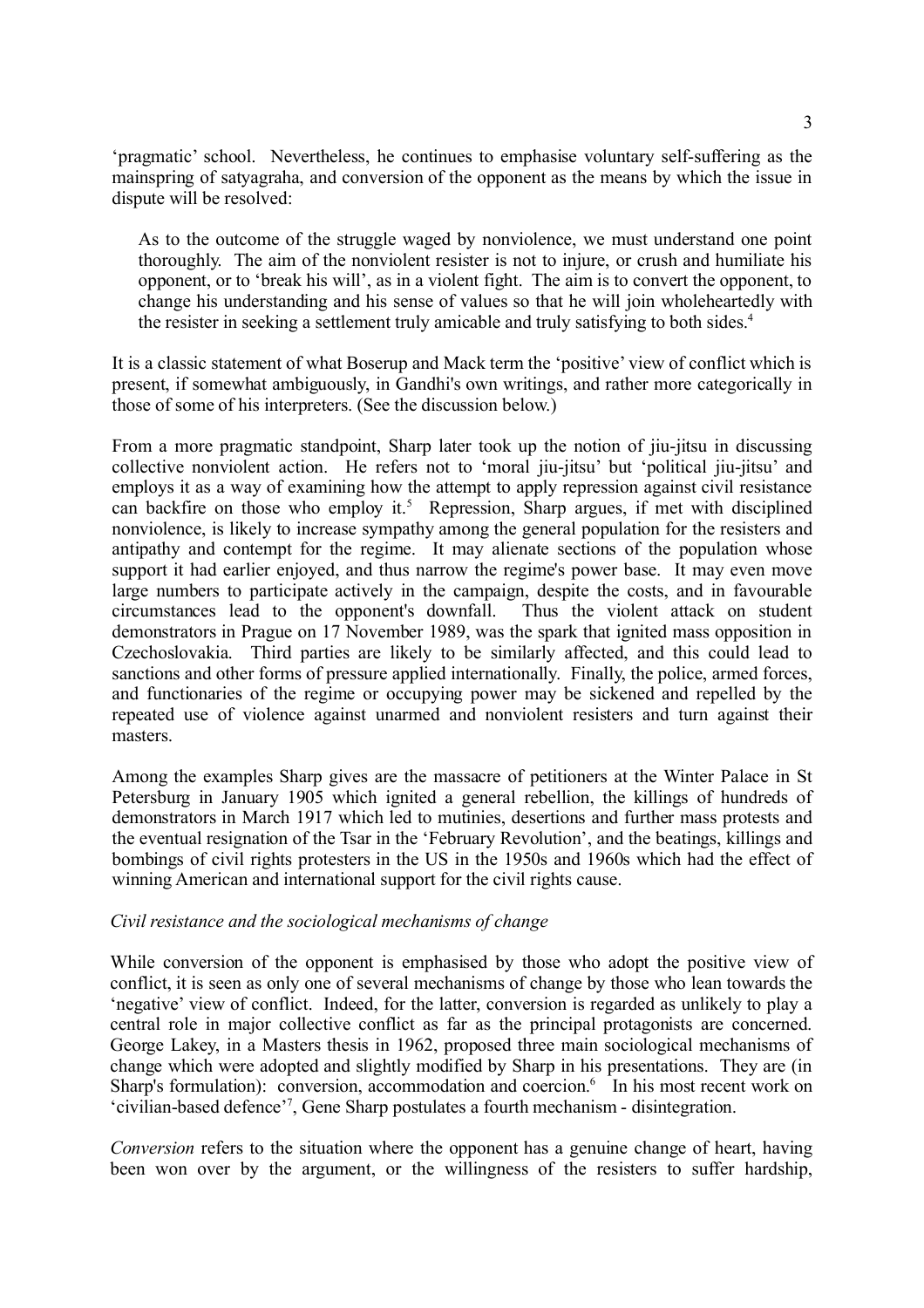'pragmatic' school. Nevertheless, he continues to emphasise voluntary self-suffering as the mainspring of satyagraha, and conversion of the opponent as the means by which the issue in dispute will be resolved:

> As to the outcome of the struggle waged by nonviolence, we must understand one point thoroughly. The aim of the nonviolent resister is not to injure, or crush and humiliate his opponent, or to 'break his will', as in a violent fight. The aim is to convert the opponent, to change his understanding and his sense of values so that he will join wholeheartedly with the resister in seeking a settlement truly amicable and truly satisfying to both sides.[4]

It is a classic statement of what Boserup and Mack term the 'positive' view of conflict which is present, if somewhat ambiguously, in Gandhi's own writings, and rather more categorically in those of some of his interpreters. (See the discussion below.)

From a more pragmatic standpoint, Sharp later took up the notion of jiu-jitsu in discussing collective nonviolent action. He refers not to 'moral jiu-jitsu' but 'political jiu-jitsu' and employs it as a way of examining how the attempt to apply repression against civil resistance can backfire on those who employ it.[5] Repression, Sharp argues, if met with disciplined nonviolence, is likely to increase sympathy among the general population for the resisters and antipathy and contempt for the regime. It may alienate sections of the population whose support it had earlier enjoyed, and thus narrow the regime's power base. It may even move large numbers to participate actively in the campaign, despite the costs, and in favourable circumstances lead to the opponent's downfall. Thus the violent attack on student demonstrators in Prague on 17 November 1989, was the spark that ignited mass opposition in Czechoslovakia. Third parties are likely to be similarly affected, and this could lead to sanctions and other forms of pressure applied internationally. Finally, the police, armed forces, and functionaries of the regime or occupying power may be sickened and repelled by the repeated use of violence against unarmed and nonviolent resisters and turn against their masters.

Among the examples Sharp gives are the massacre of petitioners at the Winter Palace in St Petersburg in January 1905 which ignited a general rebellion, the killings of hundreds of demonstrators in March 1917 which led to mutinies, desertions and further mass protests and the eventual resignation of the Tsar in the 'February Revolution', and the beatings, killings and bombings of civil rights protesters in the US in the 1950s and 1960s which had the effect of winning American and international support for the civil rights cause.

### *Civil resistance and the sociological mechanisms of change*

While conversion of the opponent is emphasised by those who adopt the positive view of conflict, it is seen as only one of several mechanisms of change by those who lean towards the 'negative' view of conflict. Indeed, for the latter, conversion is regarded as unlikely to play a central role in major collective conflict as far as the principal protagonists are concerned. George Lakey, in a Masters thesis in 1962, proposed three main sociological mechanisms of change which were adopted and slightly modified by Sharp in his presentations. They are (in Sharp's formulation): conversion, accommodation and coercion.[6] In his most recent work on 'civilian-based defence'[7], Gene Sharp postulates a fourth mechanism - disintegration.

*Conversion* refers to the situation where the opponent has a genuine change of heart, having been won over by the argument, or the willingness of the resisters to suffer hardship,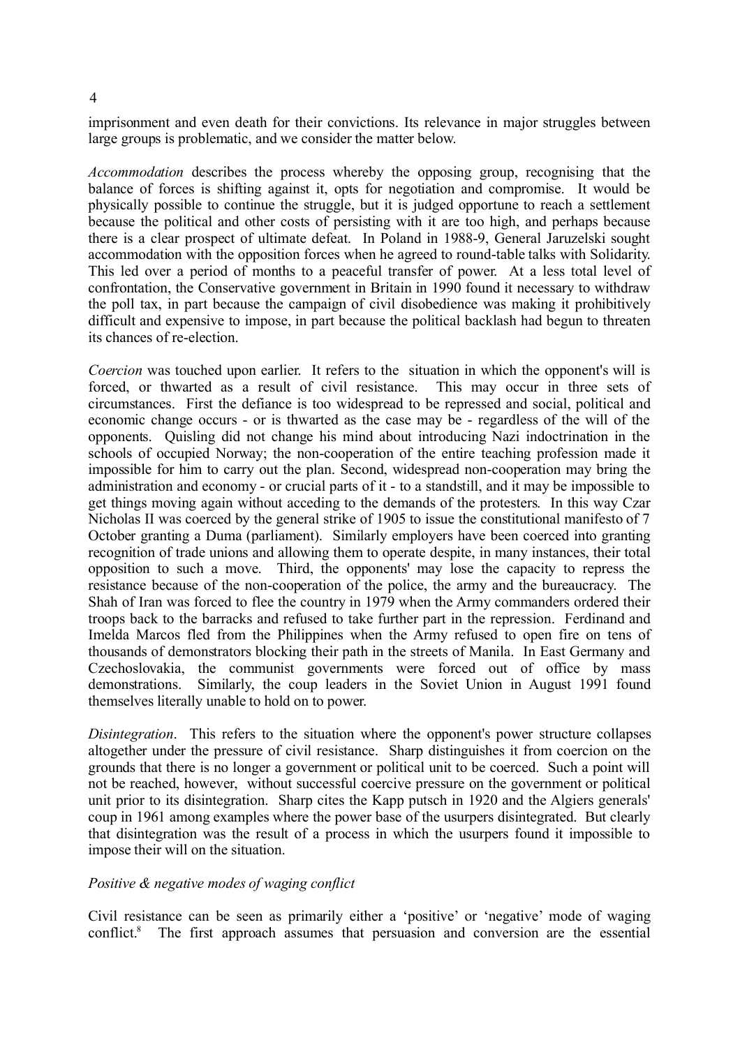imprisonment and even death for their convictions. Its relevance in major struggles between large groups is problematic, and we consider the matter below.

*Accommodation* describes the process whereby the opposing group, recognising that the balance of forces is shifting against it, opts for negotiation and compromise. It would be physically possible to continue the struggle, but it is judged opportune to reach a settlement because the political and other costs of persisting with it are too high, and perhaps because there is a clear prospect of ultimate defeat. In Poland in 1988-9, General Jaruzelski sought accommodation with the opposition forces when he agreed to round-table talks with Solidarity. This led over a period of months to a peaceful transfer of power. At a less total level of confrontation, the Conservative government in Britain in 1990 found it necessary to withdraw the poll tax, in part because the campaign of civil disobedience was making it prohibitively difficult and expensive to impose, in part because the political backlash had begun to threaten its chances of re-election.

*Coercion* was touched upon earlier. It refers to the situation in which the opponent's will is forced, or thwarted as a result of civil resistance. This may occur in three sets of circumstances. First the defiance is too widespread to be repressed and social, political and economic change occurs - or is thwarted as the case may be - regardless of the will of the opponents. Quisling did not change his mind about introducing Nazi indoctrination in the schools of occupied Norway; the non-cooperation of the entire teaching profession made it impossible for him to carry out the plan. Second, widespread non-cooperation may bring the administration and economy - or crucial parts of it - to a standstill, and it may be impossible to get things moving again without acceding to the demands of the protesters. In this way Czar Nicholas II was coerced by the general strike of 1905 to issue the constitutional manifesto of 7 October granting a Duma (parliament). Similarly employers have been coerced into granting recognition of trade unions and allowing them to operate despite, in many instances, their total opposition to such a move. Third, the opponents' may lose the capacity to repress the resistance because of the non-cooperation of the police, the army and the bureaucracy. The Shah of Iran was forced to flee the country in 1979 when the Army commanders ordered their troops back to the barracks and refused to take further part in the repression. Ferdinand and Imelda Marcos fled from the Philippines when the Army refused to open fire on tens of thousands of demonstrators blocking their path in the streets of Manila. In East Germany and Czechoslovakia, the communist governments were forced out of office by mass demonstrations. Similarly, the coup leaders in the Soviet Union in August 1991 found themselves literally unable to hold on to power.

*Disintegration*. This refers to the situation where the opponent's power structure collapses altogether under the pressure of civil resistance. Sharp distinguishes it from coercion on the grounds that there is no longer a government or political unit to be coerced. Such a point will not be reached, however, without successful coercive pressure on the government or political unit prior to its disintegration. Sharp cites the Kapp putsch in 1920 and the Algiers generals' coup in 1961 among examples where the power base of the usurpers disintegrated. But clearly that disintegration was the result of a process in which the usurpers found it impossible to impose their will on the situation.

*Positive & negative modes of waging conflict*

Civil resistance can be seen as primarily either a 'positive' or 'negative' mode of waging conflict.[8] The first approach assumes that persuasion and conversion are the essential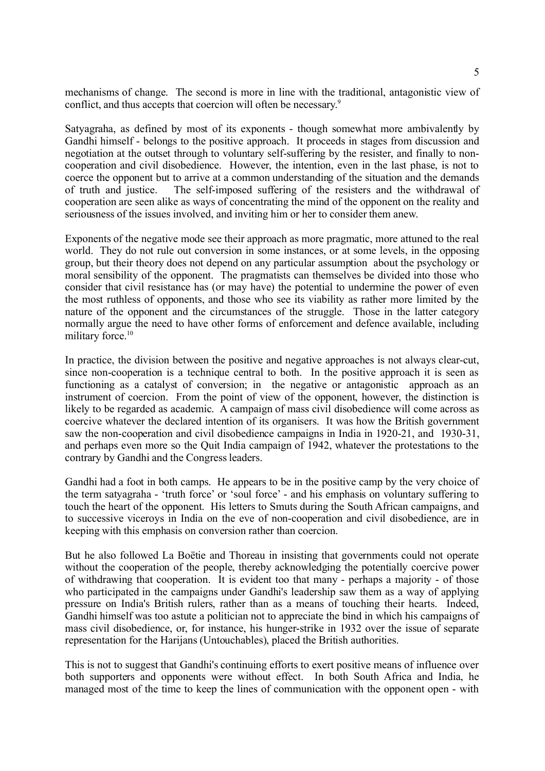mechanisms of change. The second is more in line with the traditional, antagonistic view of conflict, and thus accepts that coercion will often be necessary.[9]

Satyagraha, as defined by most of its exponents - though somewhat more ambivalently by Gandhi himself - belongs to the positive approach. It proceeds in stages from discussion and negotiation at the outset through to voluntary self-suffering by the resister, and finally to non-cooperation and civil disobedience. However, the intention, even in the last phase, is not to coerce the opponent but to arrive at a common understanding of the situation and the demands of truth and justice. The self-imposed suffering of the resisters and the withdrawal of cooperation are seen alike as ways of concentrating the mind of the opponent on the reality and seriousness of the issues involved, and inviting him or her to consider them anew.

Exponents of the negative mode see their approach as more pragmatic, more attuned to the real world. They do not rule out conversion in some instances, or at some levels, in the opposing group, but their theory does not depend on any particular assumption about the psychology or moral sensibility of the opponent. The pragmatists can themselves be divided into those who consider that civil resistance has (or may have) the potential to undermine the power of even the most ruthless of opponents, and those who see its viability as rather more limited by the nature of the opponent and the circumstances of the struggle. Those in the latter category normally argue the need to have other forms of enforcement and defence available, including military force.[10]

In practice, the division between the positive and negative approaches is not always clear-cut, since non-cooperation is a technique central to both. In the positive approach it is seen as functioning as a catalyst of conversion; in the negative or antagonistic approach as an instrument of coercion. From the point of view of the opponent, however, the distinction is likely to be regarded as academic. A campaign of mass civil disobedience will come across as coercive whatever the declared intention of its organisers. It was how the British government saw the non-cooperation and civil disobedience campaigns in India in 1920-21, and 1930-31, and perhaps even more so the Quit India campaign of 1942, whatever the protestations to the contrary by Gandhi and the Congress leaders.

Gandhi had a foot in both camps. He appears to be in the positive camp by the very choice of the term satyagraha - 'truth force' or 'soul force' - and his emphasis on voluntary suffering to touch the heart of the opponent. His letters to Smuts during the South African campaigns, and to successive viceroys in India on the eve of non-cooperation and civil disobedience, are in keeping with this emphasis on conversion rather than coercion.

But he also followed La Boëtie and Thoreau in insisting that governments could not operate without the cooperation of the people, thereby acknowledging the potentially coercive power of withdrawing that cooperation. It is evident too that many - perhaps a majority - of those who participated in the campaigns under Gandhi's leadership saw them as a way of applying pressure on India's British rulers, rather than as a means of touching their hearts. Indeed, Gandhi himself was too astute a politician not to appreciate the bind in which his campaigns of mass civil disobedience, or, for instance, his hunger-strike in 1932 over the issue of separate representation for the Harijans (Untouchables), placed the British authorities.

This is not to suggest that Gandhi's continuing efforts to exert positive means of influence over both supporters and opponents were without effect. In both South Africa and India, he managed most of the time to keep the lines of communication with the opponent open - with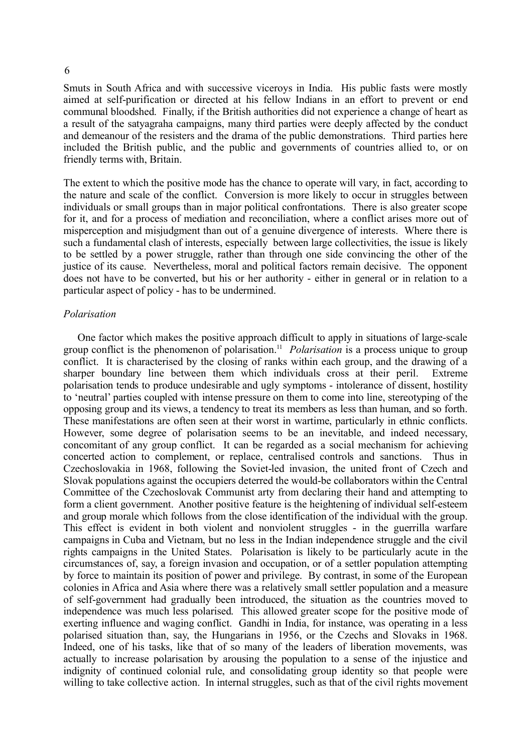Smuts in South Africa and with successive viceroys in India. His public fasts were mostly aimed at self-purification or directed at his fellow Indians in an effort to prevent or end communal bloodshed. Finally, if the British authorities did not experience a change of heart as a result of the satyagraha campaigns, many third parties were deeply affected by the conduct and demeanour of the resisters and the drama of the public demonstrations. Third parties here included the British public, and the public and governments of countries allied to, or on friendly terms with, Britain.

The extent to which the positive mode has the chance to operate will vary, in fact, according to the nature and scale of the conflict. Conversion is more likely to occur in struggles between individuals or small groups than in major political confrontations. There is also greater scope for it, and for a process of mediation and reconciliation, where a conflict arises more out of misperception and misjudgment than out of a genuine divergence of interests. Where there is such a fundamental clash of interests, especially between large collectivities, the issue is likely to be settled by a power struggle, rather than through one side convincing the other of the justice of its cause. Nevertheless, moral and political factors remain decisive. The opponent does not have to be converted, but his or her authority - either in general or in relation to a particular aspect of policy - has to be undermined.

*Polarisation*

One factor which makes the positive approach difficult to apply in situations of large-scale group conflict is the phenomenon of polarisation.[11] *Polarisation* is a process unique to group conflict. It is characterised by the closing of ranks within each group, and the drawing of a sharper boundary line between them which individuals cross at their peril. Extreme polarisation tends to produce undesirable and ugly symptoms - intolerance of dissent, hostility to 'neutral' parties coupled with intense pressure on them to come into line, stereotyping of the opposing group and its views, a tendency to treat its members as less than human, and so forth. These manifestations are often seen at their worst in wartime, particularly in ethnic conflicts. However, some degree of polarisation seems to be an inevitable, and indeed necessary, concomitant of any group conflict. It can be regarded as a social mechanism for achieving concerted action to complement, or replace, centralised controls and sanctions. Thus in Czechoslovakia in 1968, following the Soviet-led invasion, the united front of Czech and Slovak populations against the occupiers deterred the would-be collaborators within the Central Committee of the Czechoslovak Communist arty from declaring their hand and attempting to form a client government. Another positive feature is the heightening of individual self-esteem and group morale which follows from the close identification of the individual with the group. This effect is evident in both violent and nonviolent struggles - in the guerrilla warfare campaigns in Cuba and Vietnam, but no less in the Indian independence struggle and the civil rights campaigns in the United States. Polarisation is likely to be particularly acute in the circumstances of, say, a foreign invasion and occupation, or of a settler population attempting by force to maintain its position of power and privilege. By contrast, in some of the European colonies in Africa and Asia where there was a relatively small settler population and a measure of self-government had gradually been introduced, the situation as the countries moved to independence was much less polarised. This allowed greater scope for the positive mode of exerting influence and waging conflict. Gandhi in India, for instance, was operating in a less polarised situation than, say, the Hungarians in 1956, or the Czechs and Slovaks in 1968. Indeed, one of his tasks, like that of so many of the leaders of liberation movements, was actually to increase polarisation by arousing the population to a sense of the injustice and indignity of continued colonial rule, and consolidating group identity so that people were willing to take collective action. In internal struggles, such as that of the civil rights movement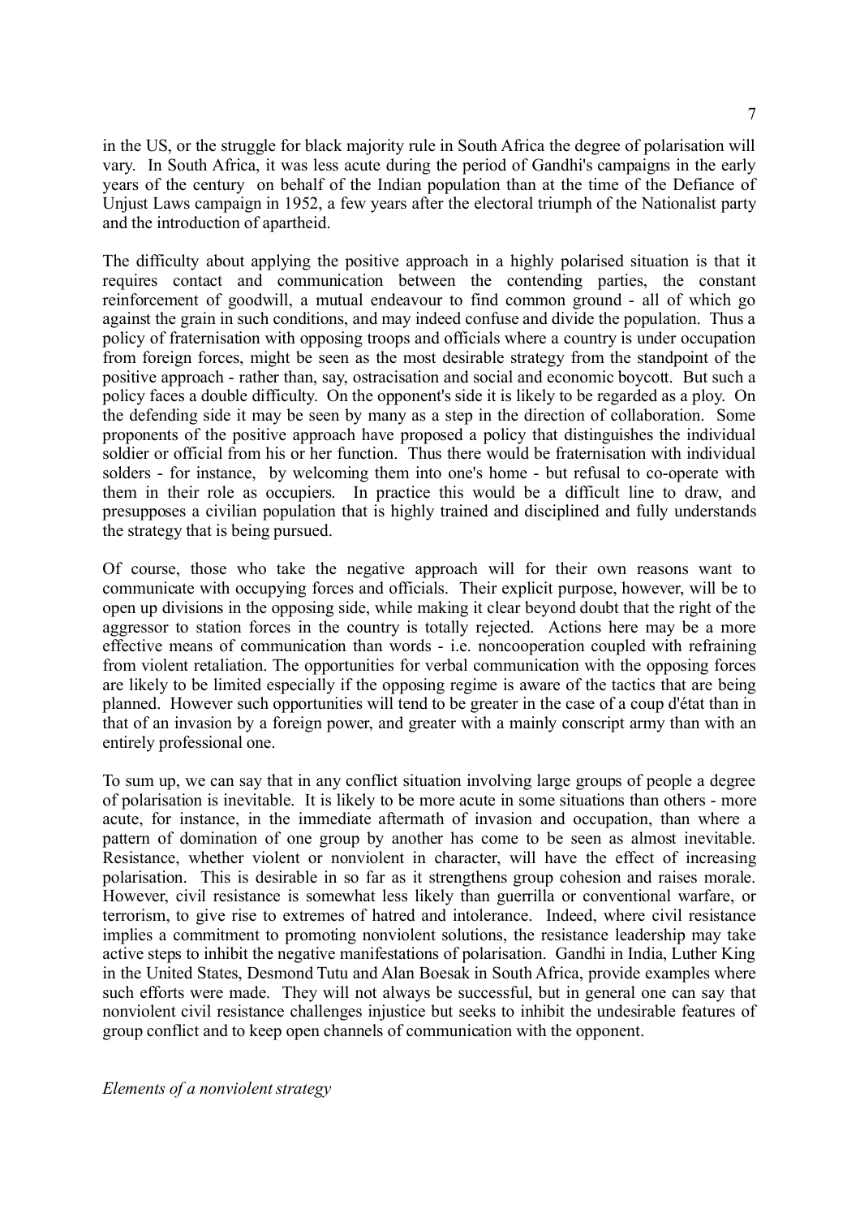in the US, or the struggle for black majority rule in South Africa the degree of polarisation will vary. In South Africa, it was less acute during the period of Gandhi's campaigns in the early years of the century on behalf of the Indian population than at the time of the Defiance of Unjust Laws campaign in 1952, a few years after the electoral triumph of the Nationalist party and the introduction of apartheid.

The difficulty about applying the positive approach in a highly polarised situation is that it requires contact and communication between the contending parties, the constant reinforcement of goodwill, a mutual endeavour to find common ground - all of which go against the grain in such conditions, and may indeed confuse and divide the population. Thus a policy of fraternisation with opposing troops and officials where a country is under occupation from foreign forces, might be seen as the most desirable strategy from the standpoint of the positive approach - rather than, say, ostracisation and social and economic boycott. But such a policy faces a double difficulty. On the opponent's side it is likely to be regarded as a ploy. On the defending side it may be seen by many as a step in the direction of collaboration. Some proponents of the positive approach have proposed a policy that distinguishes the individual soldier or official from his or her function. Thus there would be fraternisation with individual solders - for instance, by welcoming them into one's home - but refusal to co-operate with them in their role as occupiers. In practice this would be a difficult line to draw, and presupposes a civilian population that is highly trained and disciplined and fully understands the strategy that is being pursued.

Of course, those who take the negative approach will for their own reasons want to communicate with occupying forces and officials. Their explicit purpose, however, will be to open up divisions in the opposing side, while making it clear beyond doubt that the right of the aggressor to station forces in the country is totally rejected. Actions here may be a more effective means of communication than words - i.e. noncooperation coupled with refraining from violent retaliation. The opportunities for verbal communication with the opposing forces are likely to be limited especially if the opposing regime is aware of the tactics that are being planned. However such opportunities will tend to be greater in the case of a coup d'état than in that of an invasion by a foreign power, and greater with a mainly conscript army than with an entirely professional one.

To sum up, we can say that in any conflict situation involving large groups of people a degree of polarisation is inevitable. It is likely to be more acute in some situations than others - more acute, for instance, in the immediate aftermath of invasion and occupation, than where a pattern of domination of one group by another has come to be seen as almost inevitable. Resistance, whether violent or nonviolent in character, will have the effect of increasing polarisation. This is desirable in so far as it strengthens group cohesion and raises morale. However, civil resistance is somewhat less likely than guerrilla or conventional warfare, or terrorism, to give rise to extremes of hatred and intolerance. Indeed, where civil resistance implies a commitment to promoting nonviolent solutions, the resistance leadership may take active steps to inhibit the negative manifestations of polarisation. Gandhi in India, Luther King in the United States, Desmond Tutu and Alan Boesak in South Africa, provide examples where such efforts were made. They will not always be successful, but in general one can say that nonviolent civil resistance challenges injustice but seeks to inhibit the undesirable features of group conflict and to keep open channels of communication with the opponent.

*Elements of a nonviolent strategy*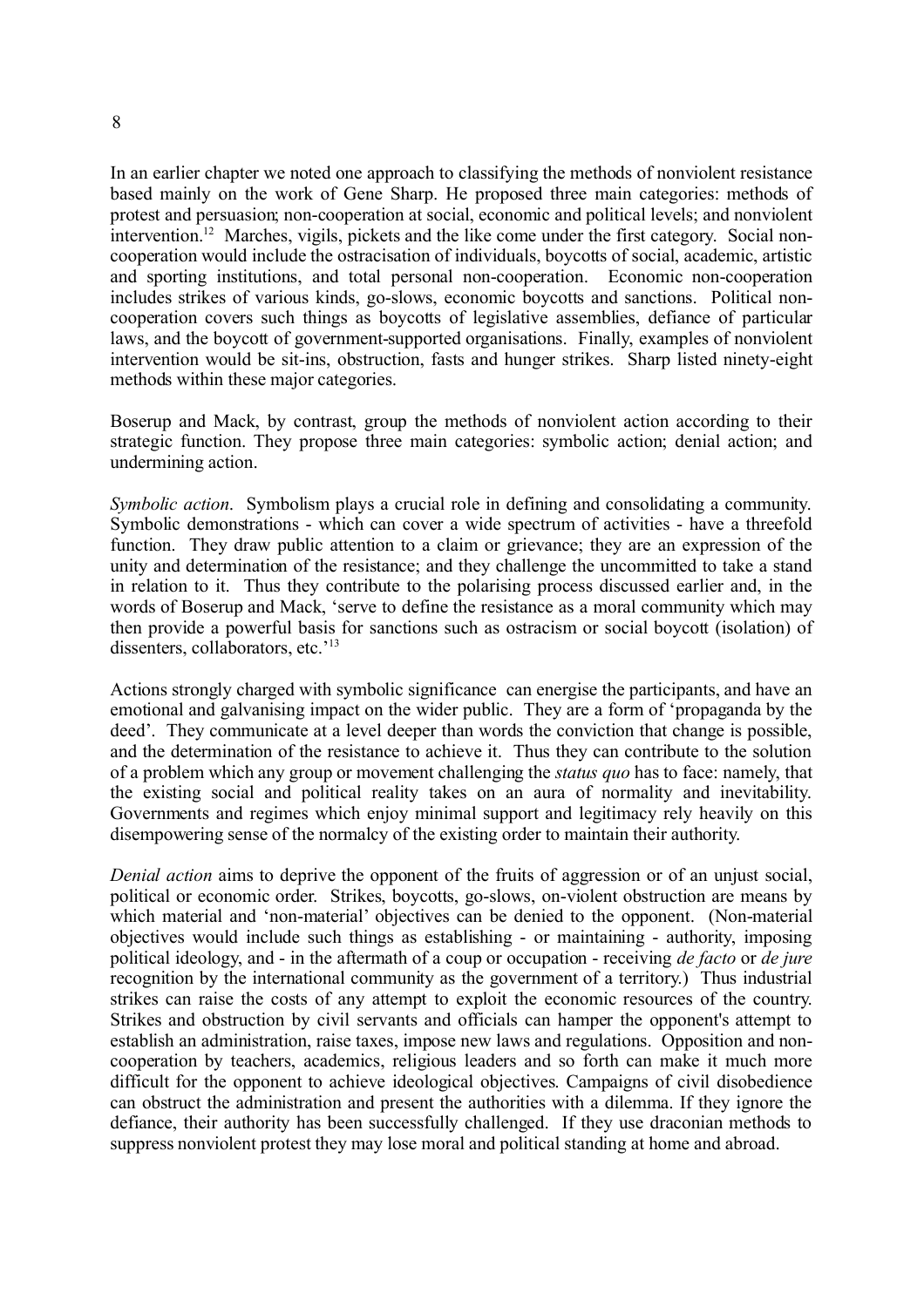In an earlier chapter we noted one approach to classifying the methods of nonviolent resistance based mainly on the work of Gene Sharp. He proposed three main categories: methods of protest and persuasion; non-cooperation at social, economic and political levels; and nonviolent intervention.[12] Marches, vigils, pickets and the like come under the first category. Social non-cooperation would include the ostracisation of individuals, boycotts of social, academic, artistic and sporting institutions, and total personal non-cooperation. Economic non-cooperation includes strikes of various kinds, go-slows, economic boycotts and sanctions. Political non-cooperation covers such things as boycotts of legislative assemblies, defiance of particular laws, and the boycott of government-supported organisations. Finally, examples of nonviolent intervention would be sit-ins, obstruction, fasts and hunger strikes. Sharp listed ninety-eight methods within these major categories.

Boserup and Mack, by contrast, group the methods of nonviolent action according to their strategic function. They propose three main categories: symbolic action; denial action; and undermining action.

*Symbolic action*. Symbolism plays a crucial role in defining and consolidating a community. Symbolic demonstrations - which can cover a wide spectrum of activities - have a threefold function. They draw public attention to a claim or grievance; they are an expression of the unity and determination of the resistance; and they challenge the uncommitted to take a stand in relation to it. Thus they contribute to the polarising process discussed earlier and, in the words of Boserup and Mack, 'serve to define the resistance as a moral community which may then provide a powerful basis for sanctions such as ostracism or social boycott (isolation) of dissenters, collaborators, etc.'[13]

Actions strongly charged with symbolic significance can energise the participants, and have an emotional and galvanising impact on the wider public. They are a form of 'propaganda by the deed'. They communicate at a level deeper than words the conviction that change is possible, and the determination of the resistance to achieve it. Thus they can contribute to the solution of a problem which any group or movement challenging the *status quo* has to face: namely, that the existing social and political reality takes on an aura of normality and inevitability. Governments and regimes which enjoy minimal support and legitimacy rely heavily on this disempowering sense of the normalcy of the existing order to maintain their authority.

*Denial action* aims to deprive the opponent of the fruits of aggression or of an unjust social, political or economic order. Strikes, boycotts, go-slows, on-violent obstruction are means by which material and 'non-material' objectives can be denied to the opponent. (Non-material objectives would include such things as establishing - or maintaining - authority, imposing political ideology, and - in the aftermath of a coup or occupation - receiving *de facto* or *de jure* recognition by the international community as the government of a territory.) Thus industrial strikes can raise the costs of any attempt to exploit the economic resources of the country. Strikes and obstruction by civil servants and officials can hamper the opponent's attempt to establish an administration, raise taxes, impose new laws and regulations. Opposition and non-cooperation by teachers, academics, religious leaders and so forth can make it much more difficult for the opponent to achieve ideological objectives. Campaigns of civil disobedience can obstruct the administration and present the authorities with a dilemma. If they ignore the defiance, their authority has been successfully challenged. If they use draconian methods to suppress nonviolent protest they may lose moral and political standing at home and abroad.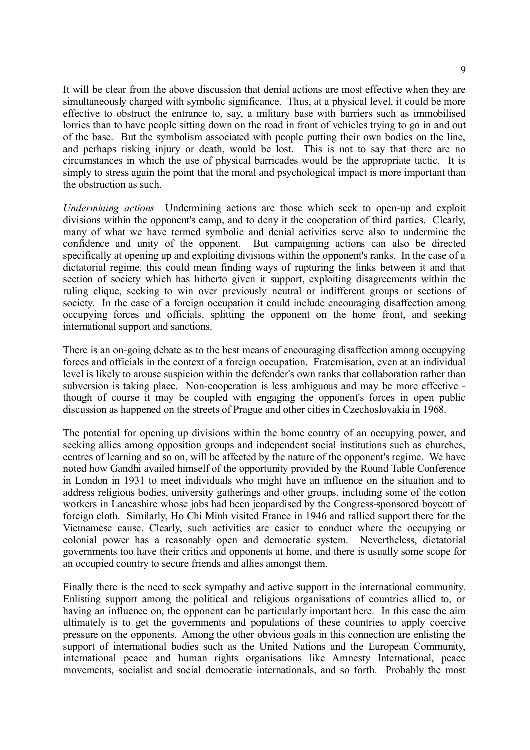It will be clear from the above discussion that denial actions are most effective when they are simultaneously charged with symbolic significance. Thus, at a physical level, it could be more effective to obstruct the entrance to, say, a military base with barriers such as immobilised lorries than to have people sitting down on the road in front of vehicles trying to go in and out of the base. But the symbolism associated with people putting their own bodies on the line, and perhaps risking injury or death, would be lost. This is not to say that there are no circumstances in which the use of physical barricades would be the appropriate tactic. It is simply to stress again the point that the moral and psychological impact is more important than the obstruction as such.

*Undermining actions* Undermining actions are those which seek to open-up and exploit divisions within the opponent's camp, and to deny it the cooperation of third parties. Clearly, many of what we have termed symbolic and denial activities serve also to undermine the confidence and unity of the opponent. But campaigning actions can also be directed specifically at opening up and exploiting divisions within the opponent's ranks. In the case of a dictatorial regime, this could mean finding ways of rupturing the links between it and that section of society which has hitherto given it support, exploiting disagreements within the ruling clique, seeking to win over previously neutral or indifferent groups or sections of society. In the case of a foreign occupation it could include encouraging disaffection among occupying forces and officials, splitting the opponent on the home front, and seeking international support and sanctions.

There is an on-going debate as to the best means of encouraging disaffection among occupying forces and officials in the context of a foreign occupation. Fraternisation, even at an individual level is likely to arouse suspicion within the defender's own ranks that collaboration rather than subversion is taking place. Non-cooperation is less ambiguous and may be more effective - though of course it may be coupled with engaging the opponent's forces in open public discussion as happened on the streets of Prague and other cities in Czechoslovakia in 1968.

The potential for opening up divisions within the home country of an occupying power, and seeking allies among opposition groups and independent social institutions such as churches, centres of learning and so on, will be affected by the nature of the opponent's regime. We have noted how Gandhi availed himself of the opportunity provided by the Round Table Conference in London in 1931 to meet individuals who might have an influence on the situation and to address religious bodies, university gatherings and other groups, including some of the cotton workers in Lancashire whose jobs had been jeopardised by the Congress-sponsored boycott of foreign cloth. Similarly, Ho Chi Minh visited France in 1946 and rallied support there for the Vietnamese cause. Clearly, such activities are easier to conduct where the occupying or colonial power has a reasonably open and democratic system. Nevertheless, dictatorial governments too have their critics and opponents at home, and there is usually some scope for an occupied country to secure friends and allies amongst them.

Finally there is the need to seek sympathy and active support in the international community. Enlisting support among the political and religious organisations of countries allied to, or having an influence on, the opponent can be particularly important here. In this case the aim ultimately is to get the governments and populations of these countries to apply coercive pressure on the opponents. Among the other obvious goals in this connection are enlisting the support of international bodies such as the United Nations and the European Community, international peace and human rights organisations like Amnesty International, peace movements, socialist and social democratic internationals, and so forth. Probably the most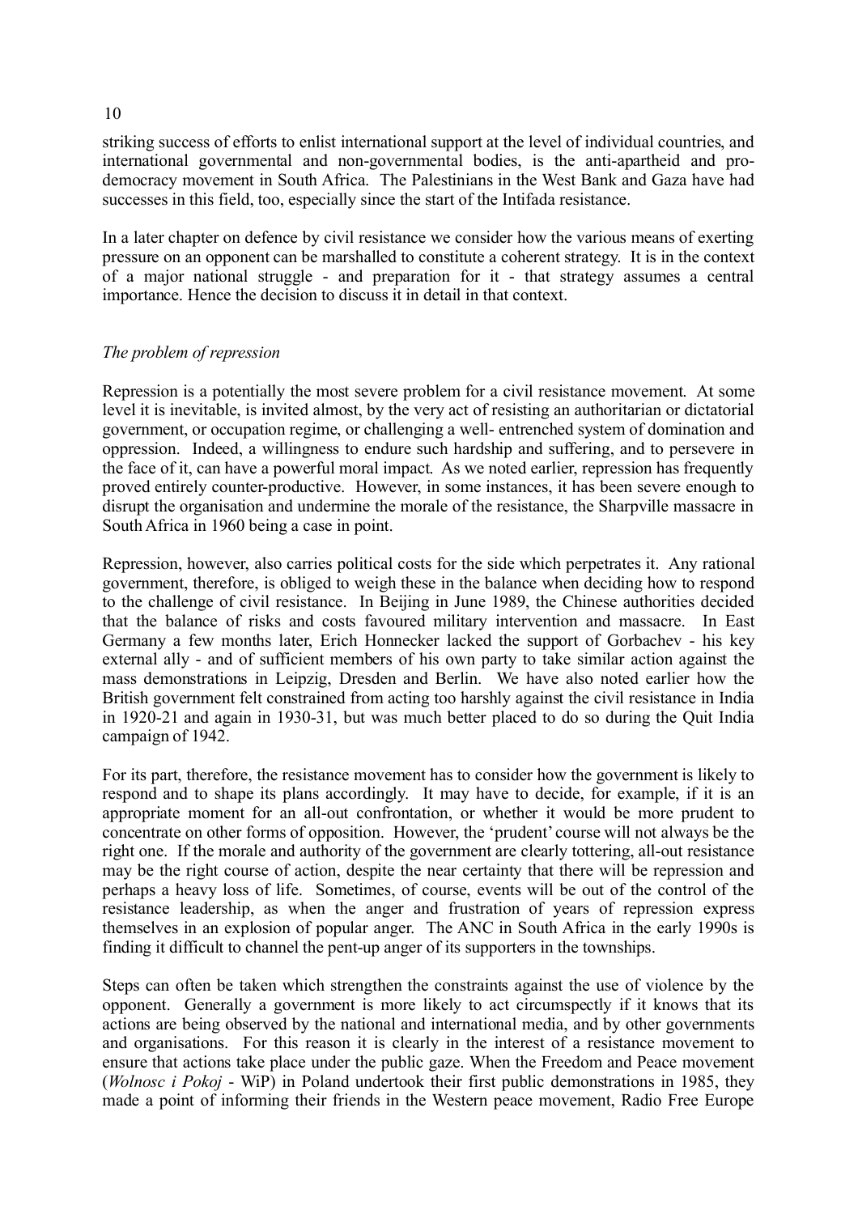striking success of efforts to enlist international support at the level of individual countries, and international governmental and non-governmental bodies, is the anti-apartheid and pro-democracy movement in South Africa. The Palestinians in the West Bank and Gaza have had successes in this field, too, especially since the start of the Intifada resistance.

In a later chapter on defence by civil resistance we consider how the various means of exerting pressure on an opponent can be marshalled to constitute a coherent strategy. It is in the context of a major national struggle - and preparation for it - that strategy assumes a central importance. Hence the decision to discuss it in detail in that context.

*The problem of repression*

Repression is a potentially the most severe problem for a civil resistance movement. At some level it is inevitable, is invited almost, by the very act of resisting an authoritarian or dictatorial government, or occupation regime, or challenging a well- entrenched system of domination and oppression. Indeed, a willingness to endure such hardship and suffering, and to persevere in the face of it, can have a powerful moral impact. As we noted earlier, repression has frequently proved entirely counter-productive. However, in some instances, it has been severe enough to disrupt the organisation and undermine the morale of the resistance, the Sharpville massacre in South Africa in 1960 being a case in point.

Repression, however, also carries political costs for the side which perpetrates it. Any rational government, therefore, is obliged to weigh these in the balance when deciding how to respond to the challenge of civil resistance. In Beijing in June 1989, the Chinese authorities decided that the balance of risks and costs favoured military intervention and massacre. In East Germany a few months later, Erich Honnecker lacked the support of Gorbachev - his key external ally - and of sufficient members of his own party to take similar action against the mass demonstrations in Leipzig, Dresden and Berlin. We have also noted earlier how the British government felt constrained from acting too harshly against the civil resistance in India in 1920-21 and again in 1930-31, but was much better placed to do so during the Quit India campaign of 1942.

For its part, therefore, the resistance movement has to consider how the government is likely to respond and to shape its plans accordingly. It may have to decide, for example, if it is an appropriate moment for an all-out confrontation, or whether it would be more prudent to concentrate on other forms of opposition. However, the 'prudent' course will not always be the right one. If the morale and authority of the government are clearly tottering, all-out resistance may be the right course of action, despite the near certainty that there will be repression and perhaps a heavy loss of life. Sometimes, of course, events will be out of the control of the resistance leadership, as when the anger and frustration of years of repression express themselves in an explosion of popular anger. The ANC in South Africa in the early 1990s is finding it difficult to channel the pent-up anger of its supporters in the townships.

Steps can often be taken which strengthen the constraints against the use of violence by the opponent. Generally a government is more likely to act circumspectly if it knows that its actions are being observed by the national and international media, and by other governments and organisations. For this reason it is clearly in the interest of a resistance movement to ensure that actions take place under the public gaze. When the Freedom and Peace movement (*Wolnosc i Pokoj* - WiP) in Poland undertook their first public demonstrations in 1985, they made a point of informing their friends in the Western peace movement, Radio Free Europe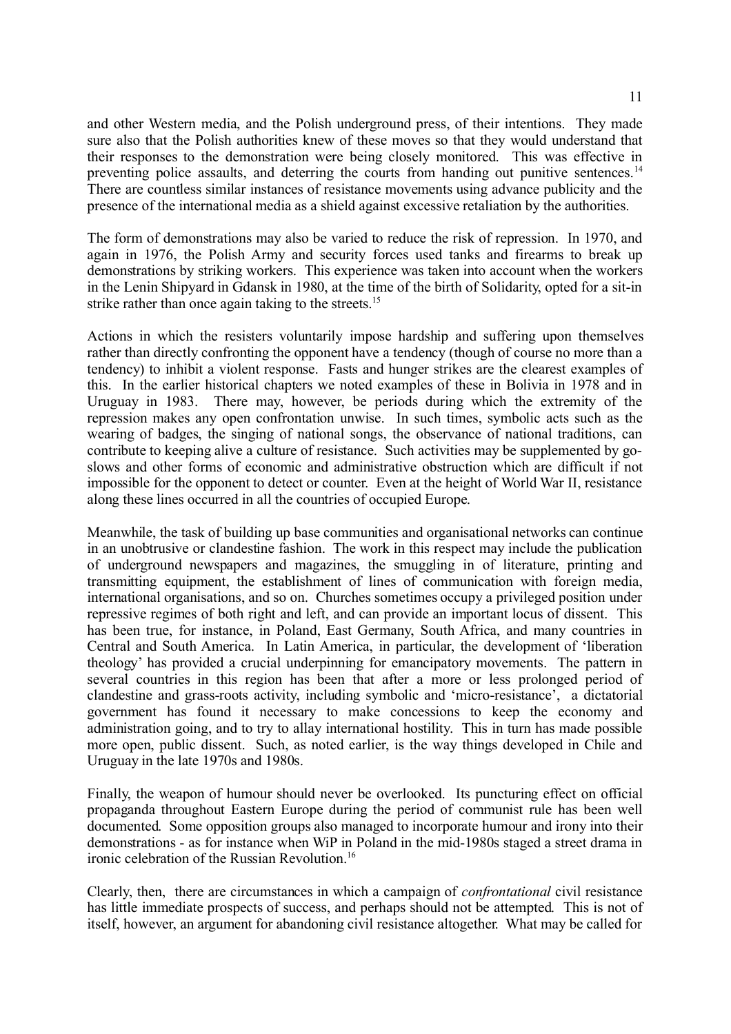and other Western media, and the Polish underground press, of their intentions. They made sure also that the Polish authorities knew of these moves so that they would understand that their responses to the demonstration were being closely monitored. This was effective in preventing police assaults, and deterring the courts from handing out punitive sentences.[14] There are countless similar instances of resistance movements using advance publicity and the presence of the international media as a shield against excessive retaliation by the authorities.

The form of demonstrations may also be varied to reduce the risk of repression. In 1970, and again in 1976, the Polish Army and security forces used tanks and firearms to break up demonstrations by striking workers. This experience was taken into account when the workers in the Lenin Shipyard in Gdansk in 1980, at the time of the birth of Solidarity, opted for a sit-in strike rather than once again taking to the streets.[15]

Actions in which the resisters voluntarily impose hardship and suffering upon themselves rather than directly confronting the opponent have a tendency (though of course no more than a tendency) to inhibit a violent response. Fasts and hunger strikes are the clearest examples of this. In the earlier historical chapters we noted examples of these in Bolivia in 1978 and in Uruguay in 1983. There may, however, be periods during which the extremity of the repression makes any open confrontation unwise. In such times, symbolic acts such as the wearing of badges, the singing of national songs, the observance of national traditions, can contribute to keeping alive a culture of resistance. Such activities may be supplemented by go-slows and other forms of economic and administrative obstruction which are difficult if not impossible for the opponent to detect or counter. Even at the height of World War II, resistance along these lines occurred in all the countries of occupied Europe.

Meanwhile, the task of building up base communities and organisational networks can continue in an unobtrusive or clandestine fashion. The work in this respect may include the publication of underground newspapers and magazines, the smuggling in of literature, printing and transmitting equipment, the establishment of lines of communication with foreign media, international organisations, and so on. Churches sometimes occupy a privileged position under repressive regimes of both right and left, and can provide an important locus of dissent. This has been true, for instance, in Poland, East Germany, South Africa, and many countries in Central and South America. In Latin America, in particular, the development of 'liberation theology' has provided a crucial underpinning for emancipatory movements. The pattern in several countries in this region has been that after a more or less prolonged period of clandestine and grass-roots activity, including symbolic and 'micro-resistance', a dictatorial government has found it necessary to make concessions to keep the economy and administration going, and to try to allay international hostility. This in turn has made possible more open, public dissent. Such, as noted earlier, is the way things developed in Chile and Uruguay in the late 1970s and 1980s.

Finally, the weapon of humour should never be overlooked. Its puncturing effect on official propaganda throughout Eastern Europe during the period of communist rule has been well documented. Some opposition groups also managed to incorporate humour and irony into their demonstrations - as for instance when WiP in Poland in the mid-1980s staged a street drama in ironic celebration of the Russian Revolution.[16]

Clearly, then, there are circumstances in which a campaign of *confrontational* civil resistance has little immediate prospects of success, and perhaps should not be attempted. This is not of itself, however, an argument for abandoning civil resistance altogether. What may be called for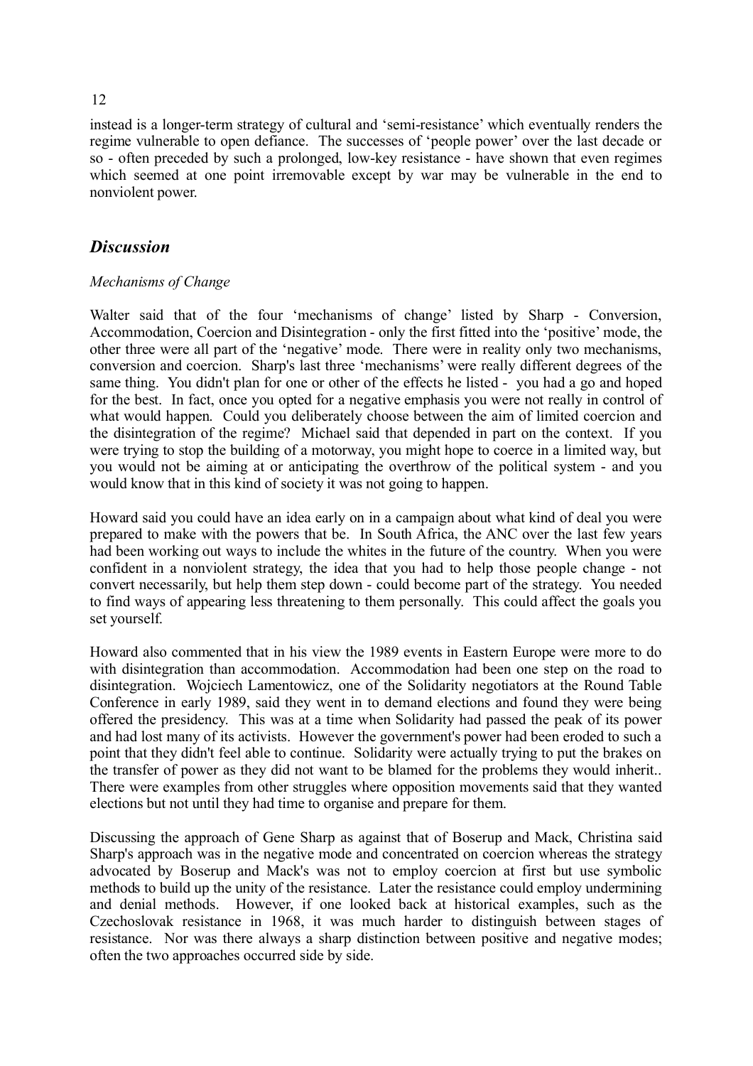instead is a longer-term strategy of cultural and 'semi-resistance' which eventually renders the regime vulnerable to open defiance. The successes of 'people power' over the last decade or so - often preceded by such a prolonged, low-key resistance - have shown that even regimes which seemed at one point irremovable except by war may be vulnerable in the end to nonviolent power.

## *Discussion*

*Mechanisms of Change*

Walter said that of the four 'mechanisms of change' listed by Sharp - Conversion, Accommodation, Coercion and Disintegration - only the first fitted into the 'positive' mode, the other three were all part of the 'negative' mode. There were in reality only two mechanisms, conversion and coercion. Sharp's last three 'mechanisms' were really different degrees of the same thing. You didn't plan for one or other of the effects he listed - you had a go and hoped for the best. In fact, once you opted for a negative emphasis you were not really in control of what would happen. Could you deliberately choose between the aim of limited coercion and the disintegration of the regime? Michael said that depended in part on the context. If you were trying to stop the building of a motorway, you might hope to coerce in a limited way, but you would not be aiming at or anticipating the overthrow of the political system - and you would know that in this kind of society it was not going to happen.

Howard said you could have an idea early on in a campaign about what kind of deal you were prepared to make with the powers that be. In South Africa, the ANC over the last few years had been working out ways to include the whites in the future of the country. When you were confident in a nonviolent strategy, the idea that you had to help those people change - not convert necessarily, but help them step down - could become part of the strategy. You needed to find ways of appearing less threatening to them personally. This could affect the goals you set yourself.

Howard also commented that in his view the 1989 events in Eastern Europe were more to do with disintegration than accommodation. Accommodation had been one step on the road to disintegration. Wojciech Lamentowicz, one of the Solidarity negotiators at the Round Table Conference in early 1989, said they went in to demand elections and found they were being offered the presidency. This was at a time when Solidarity had passed the peak of its power and had lost many of its activists. However the government's power had been eroded to such a point that they didn't feel able to continue. Solidarity were actually trying to put the brakes on the transfer of power as they did not want to be blamed for the problems they would inherit.. There were examples from other struggles where opposition movements said that they wanted elections but not until they had time to organise and prepare for them.

Discussing the approach of Gene Sharp as against that of Boserup and Mack, Christina said Sharp's approach was in the negative mode and concentrated on coercion whereas the strategy advocated by Boserup and Mack's was not to employ coercion at first but use symbolic methods to build up the unity of the resistance. Later the resistance could employ undermining and denial methods. However, if one looked back at historical examples, such as the Czechoslovak resistance in 1968, it was much harder to distinguish between stages of resistance. Nor was there always a sharp distinction between positive and negative modes; often the two approaches occurred side by side.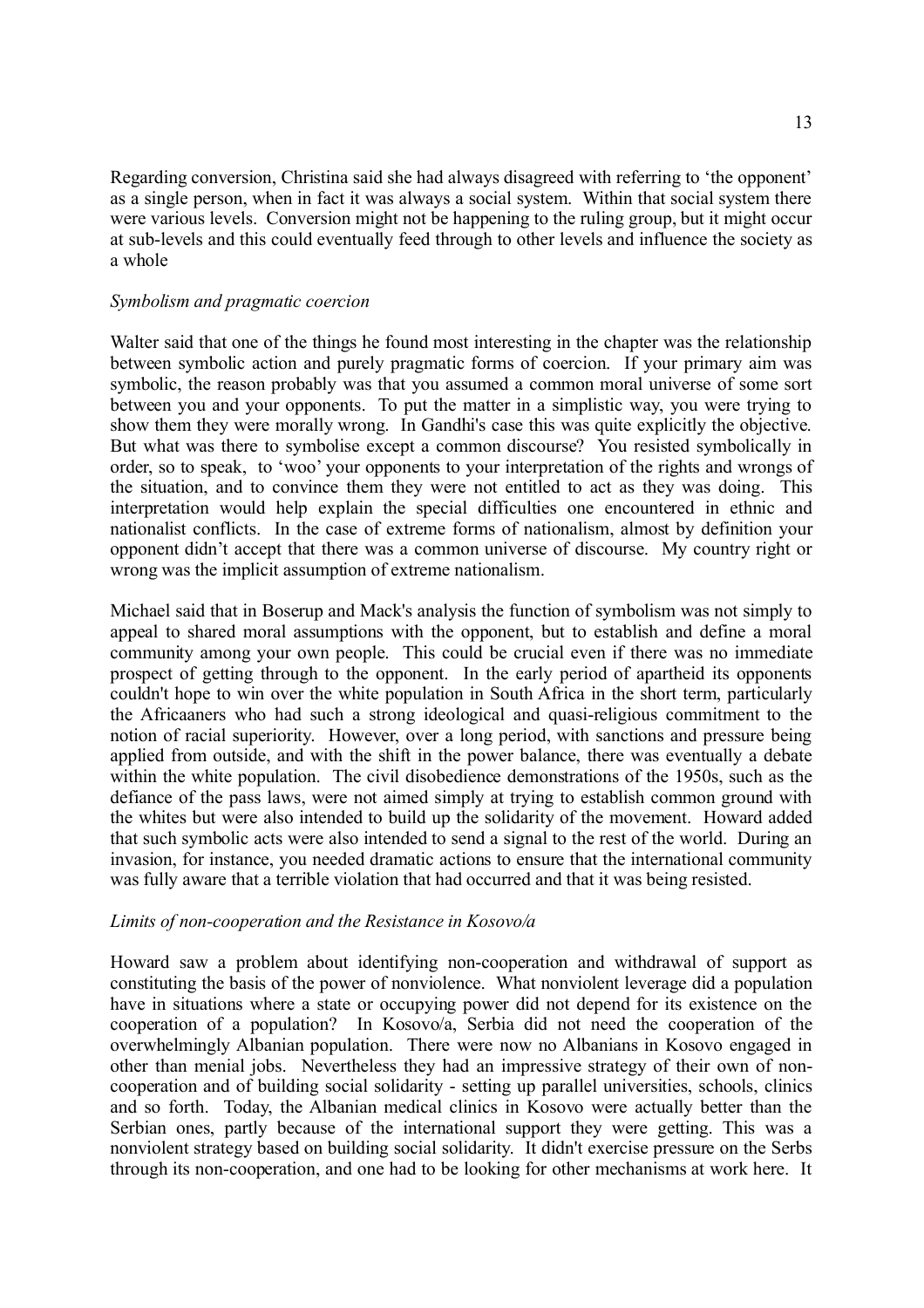Regarding conversion, Christina said she had always disagreed with referring to 'the opponent' as a single person, when in fact it was always a social system. Within that social system there were various levels. Conversion might not be happening to the ruling group, but it might occur at sub-levels and this could eventually feed through to other levels and influence the society as a whole

*Symbolism and pragmatic coercion*

Walter said that one of the things he found most interesting in the chapter was the relationship between symbolic action and purely pragmatic forms of coercion. If your primary aim was symbolic, the reason probably was that you assumed a common moral universe of some sort between you and your opponents. To put the matter in a simplistic way, you were trying to show them they were morally wrong. In Gandhi's case this was quite explicitly the objective. But what was there to symbolise except a common discourse? You resisted symbolically in order, so to speak, to 'woo' your opponents to your interpretation of the rights and wrongs of the situation, and to convince them they were not entitled to act as they was doing. This interpretation would help explain the special difficulties one encountered in ethnic and nationalist conflicts. In the case of extreme forms of nationalism, almost by definition your opponent didn't accept that there was a common universe of discourse. My country right or wrong was the implicit assumption of extreme nationalism.

Michael said that in Boserup and Mack's analysis the function of symbolism was not simply to appeal to shared moral assumptions with the opponent, but to establish and define a moral community among your own people. This could be crucial even if there was no immediate prospect of getting through to the opponent. In the early period of apartheid its opponents couldn't hope to win over the white population in South Africa in the short term, particularly the Africaaners who had such a strong ideological and quasi-religious commitment to the notion of racial superiority. However, over a long period, with sanctions and pressure being applied from outside, and with the shift in the power balance, there was eventually a debate within the white population. The civil disobedience demonstrations of the 1950s, such as the defiance of the pass laws, were not aimed simply at trying to establish common ground with the whites but were also intended to build up the solidarity of the movement. Howard added that such symbolic acts were also intended to send a signal to the rest of the world. During an invasion, for instance, you needed dramatic actions to ensure that the international community was fully aware that a terrible violation that had occurred and that it was being resisted.

*Limits of non-cooperation and the Resistance in Kosovo/a*

Howard saw a problem about identifying non-cooperation and withdrawal of support as constituting the basis of the power of nonviolence. What nonviolent leverage did a population have in situations where a state or occupying power did not depend for its existence on the cooperation of a population? In Kosovo/a, Serbia did not need the cooperation of the overwhelmingly Albanian population. There were now no Albanians in Kosovo engaged in other than menial jobs. Nevertheless they had an impressive strategy of their own of non-cooperation and of building social solidarity - setting up parallel universities, schools, clinics and so forth. Today, the Albanian medical clinics in Kosovo were actually better than the Serbian ones, partly because of the international support they were getting. This was a nonviolent strategy based on building social solidarity. It didn't exercise pressure on the Serbs through its non-cooperation, and one had to be looking for other mechanisms at work here. It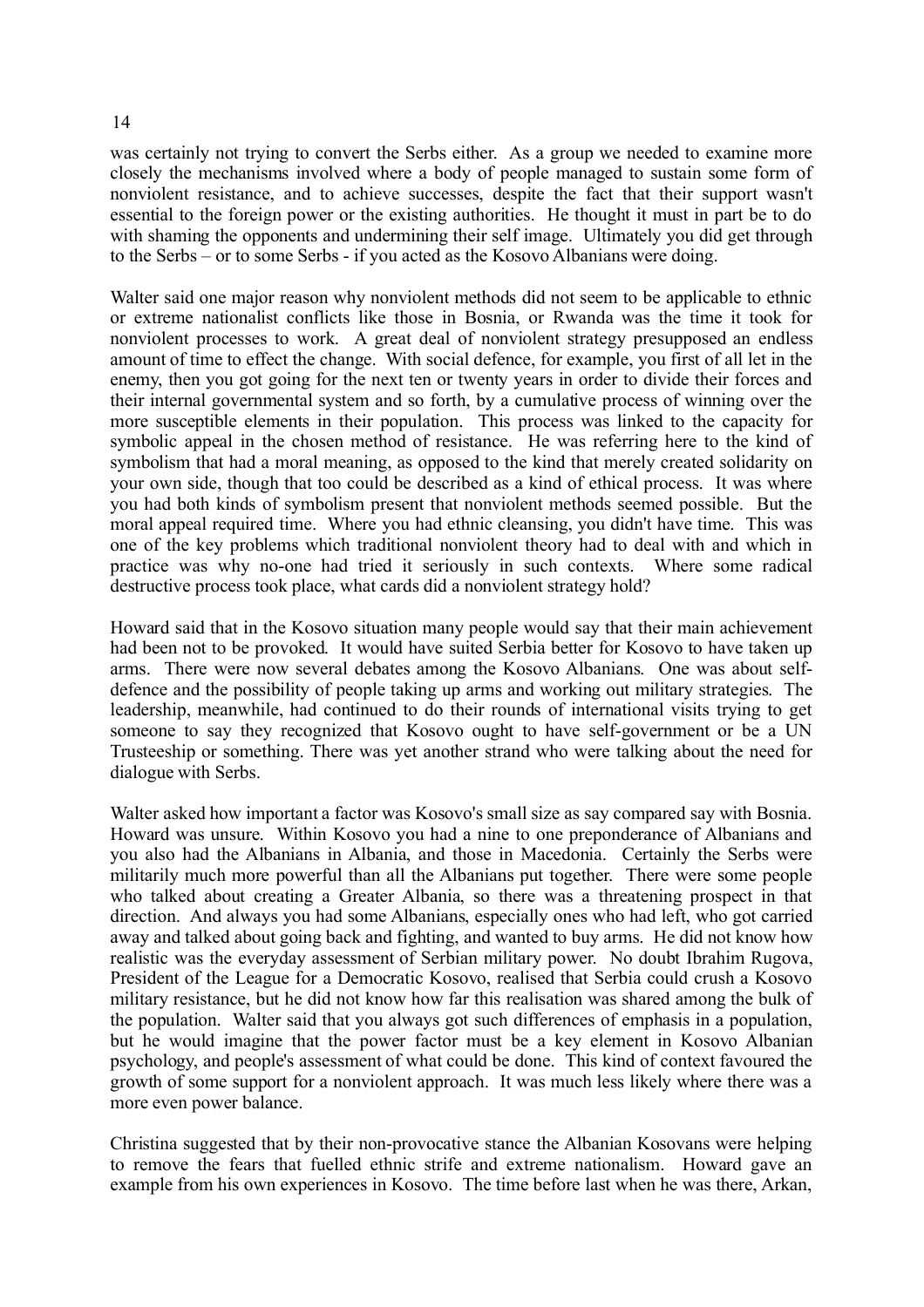was certainly not trying to convert the Serbs either. As a group we needed to examine more closely the mechanisms involved where a body of people managed to sustain some form of nonviolent resistance, and to achieve successes, despite the fact that their support wasn't essential to the foreign power or the existing authorities. He thought it must in part be to do with shaming the opponents and undermining their self image. Ultimately you did get through to the Serbs – or to some Serbs - if you acted as the Kosovo Albanians were doing.

Walter said one major reason why nonviolent methods did not seem to be applicable to ethnic or extreme nationalist conflicts like those in Bosnia, or Rwanda was the time it took for nonviolent processes to work. A great deal of nonviolent strategy presupposed an endless amount of time to effect the change. With social defence, for example, you first of all let in the enemy, then you got going for the next ten or twenty years in order to divide their forces and their internal governmental system and so forth, by a cumulative process of winning over the more susceptible elements in their population. This process was linked to the capacity for symbolic appeal in the chosen method of resistance. He was referring here to the kind of symbolism that had a moral meaning, as opposed to the kind that merely created solidarity on your own side, though that too could be described as a kind of ethical process. It was where you had both kinds of symbolism present that nonviolent methods seemed possible. But the moral appeal required time. Where you had ethnic cleansing, you didn't have time. This was one of the key problems which traditional nonviolent theory had to deal with and which in practice was why no-one had tried it seriously in such contexts. Where some radical destructive process took place, what cards did a nonviolent strategy hold?

Howard said that in the Kosovo situation many people would say that their main achievement had been not to be provoked. It would have suited Serbia better for Kosovo to have taken up arms. There were now several debates among the Kosovo Albanians. One was about self-defence and the possibility of people taking up arms and working out military strategies. The leadership, meanwhile, had continued to do their rounds of international visits trying to get someone to say they recognized that Kosovo ought to have self-government or be a UN Trusteeship or something. There was yet another strand who were talking about the need for dialogue with Serbs.

Walter asked how important a factor was Kosovo's small size as say compared say with Bosnia. Howard was unsure. Within Kosovo you had a nine to one preponderance of Albanians and you also had the Albanians in Albania, and those in Macedonia. Certainly the Serbs were militarily much more powerful than all the Albanians put together. There were some people who talked about creating a Greater Albania, so there was a threatening prospect in that direction. And always you had some Albanians, especially ones who had left, who got carried away and talked about going back and fighting, and wanted to buy arms. He did not know how realistic was the everyday assessment of Serbian military power. No doubt Ibrahim Rugova, President of the League for a Democratic Kosovo, realised that Serbia could crush a Kosovo military resistance, but he did not know how far this realisation was shared among the bulk of the population. Walter said that you always got such differences of emphasis in a population, but he would imagine that the power factor must be a key element in Kosovo Albanian psychology, and people's assessment of what could be done. This kind of context favoured the growth of some support for a nonviolent approach. It was much less likely where there was a more even power balance.

Christina suggested that by their non-provocative stance the Albanian Kosovans were helping to remove the fears that fuelled ethnic strife and extreme nationalism. Howard gave an example from his own experiences in Kosovo. The time before last when he was there, Arkan,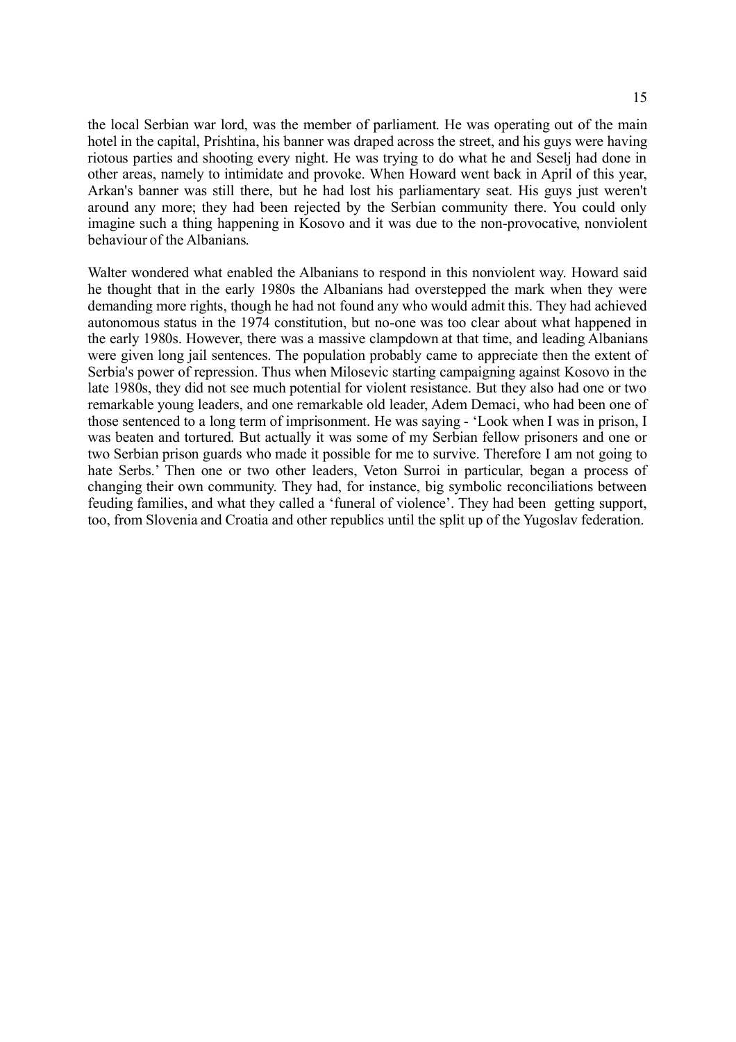the local Serbian war lord, was the member of parliament. He was operating out of the main hotel in the capital, Prishtina, his banner was draped across the street, and his guys were having riotous parties and shooting every night. He was trying to do what he and Seselj had done in other areas, namely to intimidate and provoke. When Howard went back in April of this year, Arkan's banner was still there, but he had lost his parliamentary seat. His guys just weren't around any more; they had been rejected by the Serbian community there. You could only imagine such a thing happening in Kosovo and it was due to the non-provocative, nonviolent behaviour of the Albanians.

Walter wondered what enabled the Albanians to respond in this nonviolent way. Howard said he thought that in the early 1980s the Albanians had overstepped the mark when they were demanding more rights, though he had not found any who would admit this. They had achieved autonomous status in the 1974 constitution, but no-one was too clear about what happened in the early 1980s. However, there was a massive clampdown at that time, and leading Albanians were given long jail sentences. The population probably came to appreciate then the extent of Serbia's power of repression. Thus when Milosevic starting campaigning against Kosovo in the late 1980s, they did not see much potential for violent resistance. But they also had one or two remarkable young leaders, and one remarkable old leader, Adem Demaci, who had been one of those sentenced to a long term of imprisonment. He was saying - 'Look when I was in prison, I was beaten and tortured. But actually it was some of my Serbian fellow prisoners and one or two Serbian prison guards who made it possible for me to survive. Therefore I am not going to hate Serbs.' Then one or two other leaders, Veton Surroi in particular, began a process of changing their own community. They had, for instance, big symbolic reconciliations between feuding families, and what they called a 'funeral of violence'. They had been getting support, too, from Slovenia and Croatia and other republics until the split up of the Yugoslav federation.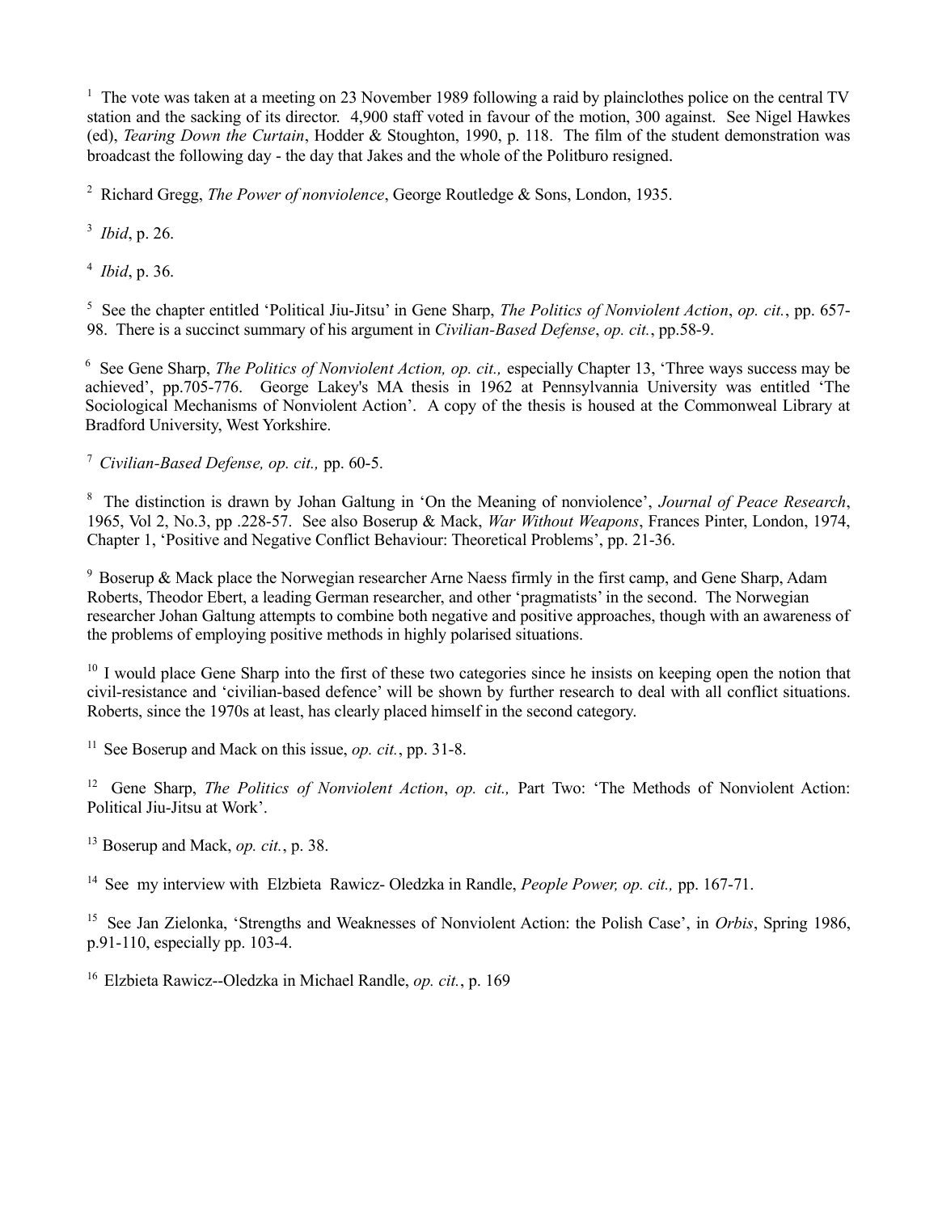[1] The vote was taken at a meeting on 23 November 1989 following a raid by plainclothes police on the central TV station and the sacking of its director. 4,900 staff voted in favour of the motion, 300 against. See Nigel Hawkes (ed), *Tearing Down the Curtain*, Hodder & Stoughton, 1990, p. 118. The film of the student demonstration was broadcast the following day - the day that Jakes and the whole of the Politburo resigned.

[2] Richard Gregg, *The Power of nonviolence*, George Routledge & Sons, London, 1935.

[3] *Ibid*, p. 26.

[4] *Ibid*, p. 36.

[5] See the chapter entitled 'Political Jiu-Jitsu' in Gene Sharp, *The Politics of Nonviolent Action*, *op. cit.*, pp. 657-98. There is a succinct summary of his argument in *Civilian-Based Defense*, *op. cit.*, pp.58-9.

[6] See Gene Sharp, *The Politics of Nonviolent Action, op. cit.,* especially Chapter 13, 'Three ways success may be achieved', pp.705-776. George Lakey's MA thesis in 1962 at Pennsylvannia University was entitled 'The Sociological Mechanisms of Nonviolent Action'. A copy of the thesis is housed at the Commonweal Library at Bradford University, West Yorkshire.

[7] *Civilian-Based Defense, op. cit.,* pp. 60-5.

[8] The distinction is drawn by Johan Galtung in 'On the Meaning of nonviolence', *Journal of Peace Research*, 1965, Vol 2, No.3, pp .228-57. See also Boserup & Mack, *War Without Weapons*, Frances Pinter, London, 1974, Chapter 1, 'Positive and Negative Conflict Behaviour: Theoretical Problems', pp. 21-36.

[9] Boserup & Mack place the Norwegian researcher Arne Naess firmly in the first camp, and Gene Sharp, Adam Roberts, Theodor Ebert, a leading German researcher, and other 'pragmatists' in the second. The Norwegian researcher Johan Galtung attempts to combine both negative and positive approaches, though with an awareness of the problems of employing positive methods in highly polarised situations.

[10] I would place Gene Sharp into the first of these two categories since he insists on keeping open the notion that civil-resistance and 'civilian-based defence' will be shown by further research to deal with all conflict situations. Roberts, since the 1970s at least, has clearly placed himself in the second category.

[11] See Boserup and Mack on this issue, *op. cit.*, pp. 31-8.

[12] Gene Sharp, *The Politics of Nonviolent Action*, *op. cit.,* Part Two: 'The Methods of Nonviolent Action: Political Jiu-Jitsu at Work'.

[13] Boserup and Mack, *op. cit.*, p. 38.

[14] See my interview with Elzbieta Rawicz- Oledzka in Randle, *People Power, op. cit.,* pp. 167-71.

[15] See Jan Zielonka, 'Strengths and Weaknesses of Nonviolent Action: the Polish Case', in *Orbis*, Spring 1986, p.91-110, especially pp. 103-4.

[16] Elzbieta Rawicz--Oledzka in Michael Randle, *op. cit.*, p. 169